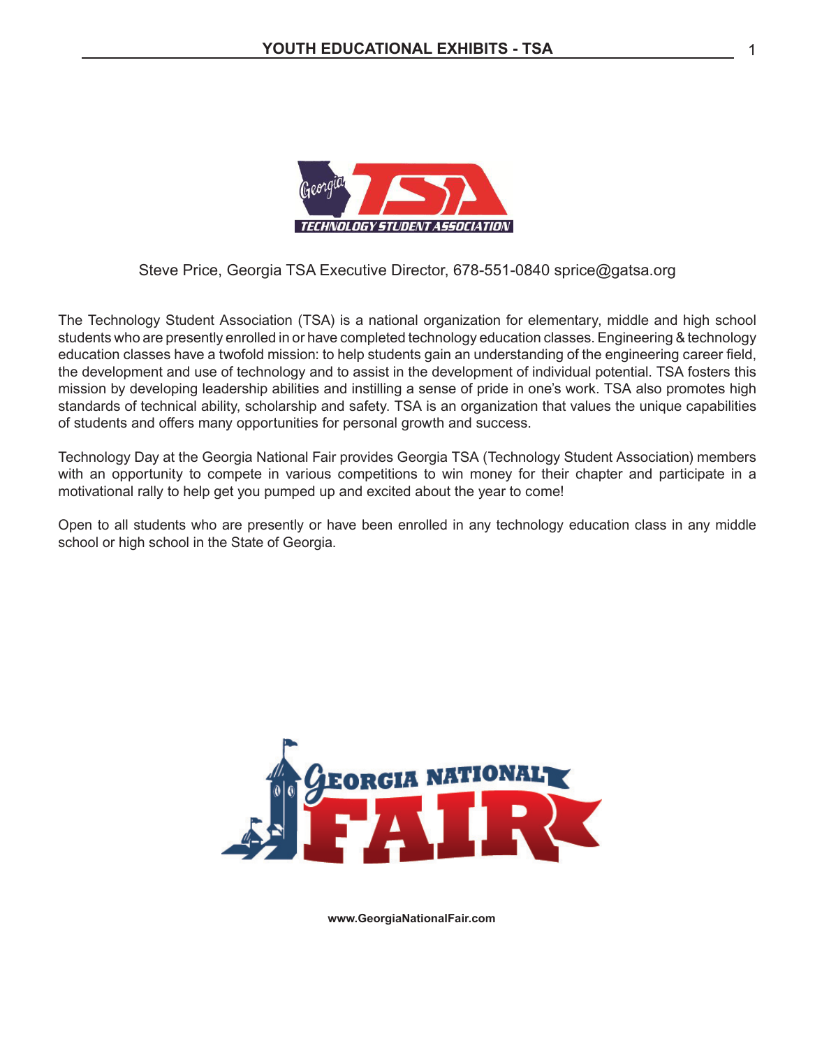Steve Price, Georgia TSA Executive Director, 678-551-0840 sprice@gatsa.org

The Technology Student Association (TSA) is a national organization for elementary, middle and high school students who are presently enrolled in or have completed technology education classes. Engineering & technology education classes have a twofold mission: to help students gain an understanding of the engineering career field, the development and use of technology and to assist in the development of individual potential. TSA fosters this mission by developing leadership abilities and instilling a sense of pride in one's work. TSA also promotes high standards of technical ability, scholarship and safety. TSA is an organization that values the unique capabilities of students and offers many opportunities for personal growth and success.

Technology Day at the Georgia National Fair provides Georgia TSA (Technology Student Association) members with an opportunity to compete in various competitions to win money for their chapter and participate in a motivational rally to help get you pumped up and excited about the year to come!

Open to all students who are presently or have been enrolled in any technology education class in any middle school or high school in the State of Georgia.

**www.GeorgiaNationalFair.com**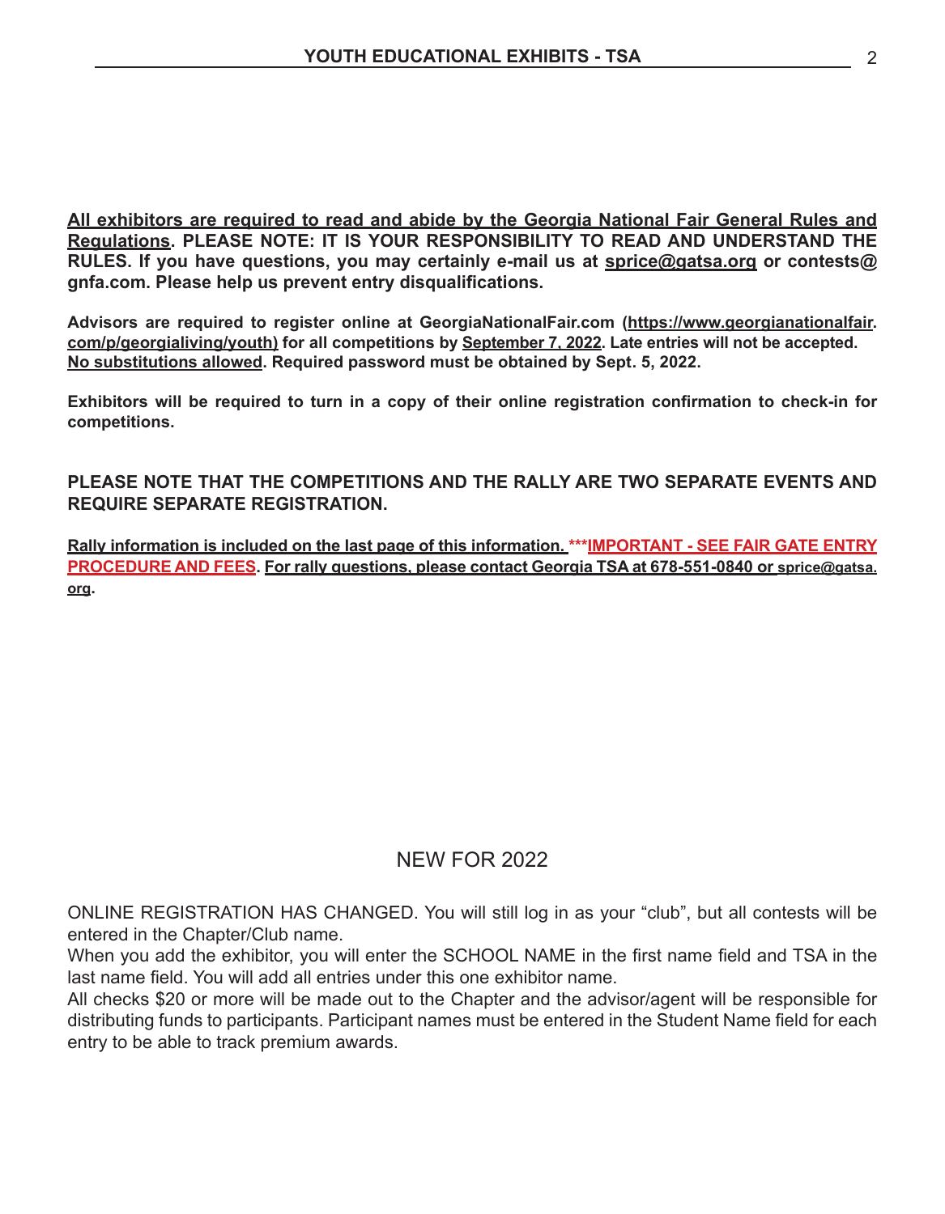**All exhibitors are required to read and abide by the Georgia National Fair General Rules and Regulations. PLEASE NOTE: IT IS YOUR RESPONSIBILITY TO READ AND UNDERSTAND THE RULES. If you have questions, you may certainly e-mail us at sprice@gatsa.org or contests@gnfa.com. Please help us prevent entry disqualifications.**

**Advisors are required to register online at GeorgiaNationalFair.com (https://www.georgianationalfair.com/p/georgialiving/youth) for all competitions by September 7, 2022. Late entries will not be accepted. No substitutions allowed. Required password must be obtained by Sept. 5, 2022.**

**Exhibitors will be required to turn in a copy of their online registration confirmation to check-in for competitions.**

**PLEASE NOTE THAT THE COMPETITIONS AND THE RALLY ARE TWO SEPARATE EVENTS AND REQUIRE SEPARATE REGISTRATION.**

**Rally information is included on the last page of this information. ***IMPORTANT - SEE FAIR GATE ENTRY PROCEDURE AND FEES. For rally questions, please contact Georgia TSA at 678-551-0840 or sprice@gatsa.org.**

## NEW FOR 2022

ONLINE REGISTRATION HAS CHANGED. You will still log in as your "club", but all contests will be entered in the Chapter/Club name.

When you add the exhibitor, you will enter the SCHOOL NAME in the first name field and TSA in the last name field. You will add all entries under this one exhibitor name.

All checks $20 or more will be made out to the Chapter and the advisor/agent will be responsible for distributing funds to participants. Participant names must be entered in the Student Name field for each entry to be able to track premium awards.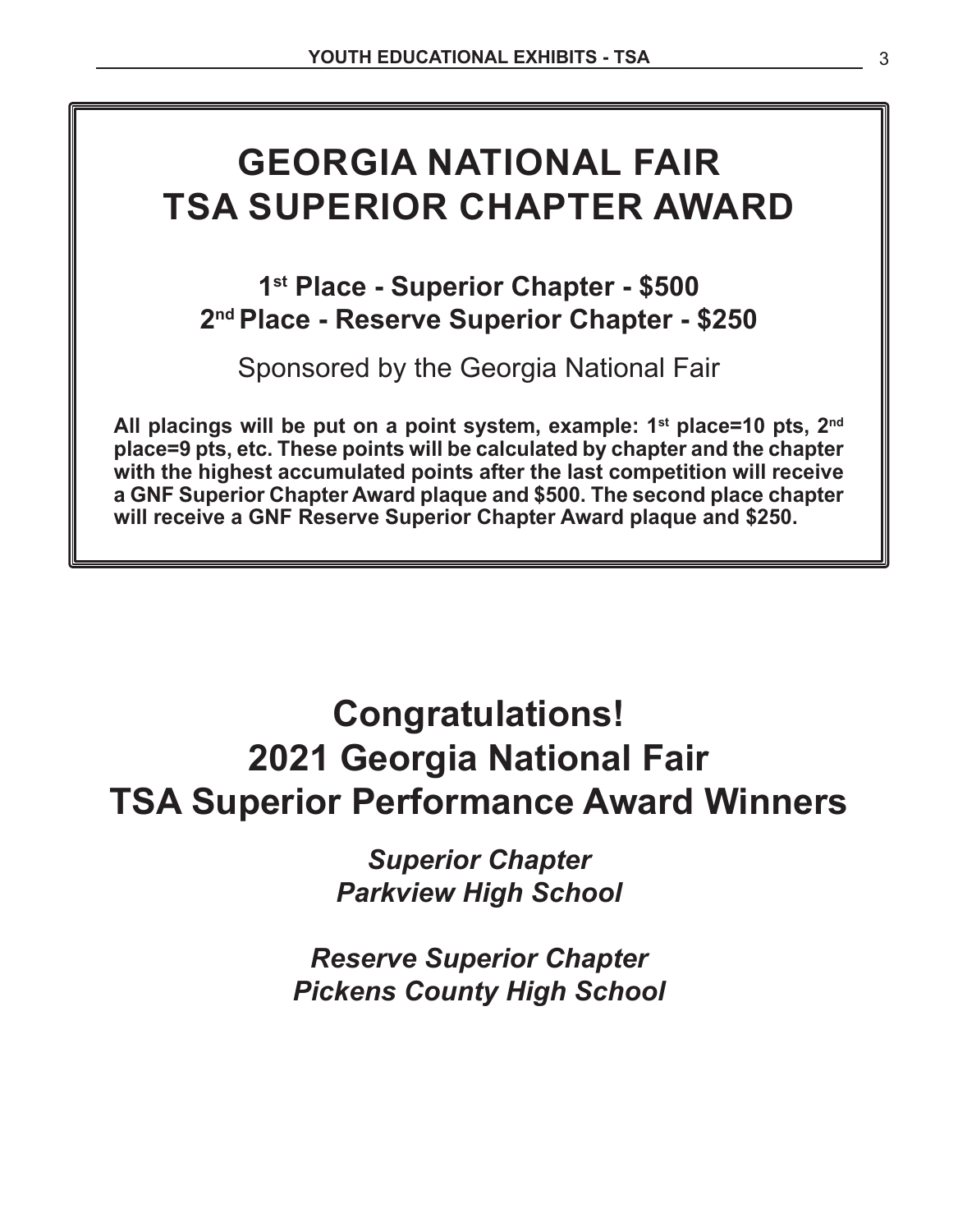# GEORGIA NATIONAL FAIR TSA SUPERIOR CHAPTER AWARD

**1st Place - Superior Chapter - $500**
**2nd Place - Reserve Superior Chapter - $250**

Sponsored by the Georgia National Fair

**All placings will be put on a point system, example: 1st place=10 pts, 2nd place=9 pts, etc. These points will be calculated by chapter and the chapter with the highest accumulated points after the last competition will receive a GNF Superior Chapter Award plaque and $500. The second place chapter will receive a GNF Reserve Superior Chapter Award plaque and $250.**

# Congratulations! 2021 Georgia National Fair TSA Superior Performance Award Winners

***Superior Chapter***
***Parkview High School***

***Reserve Superior Chapter***
***Pickens County High School***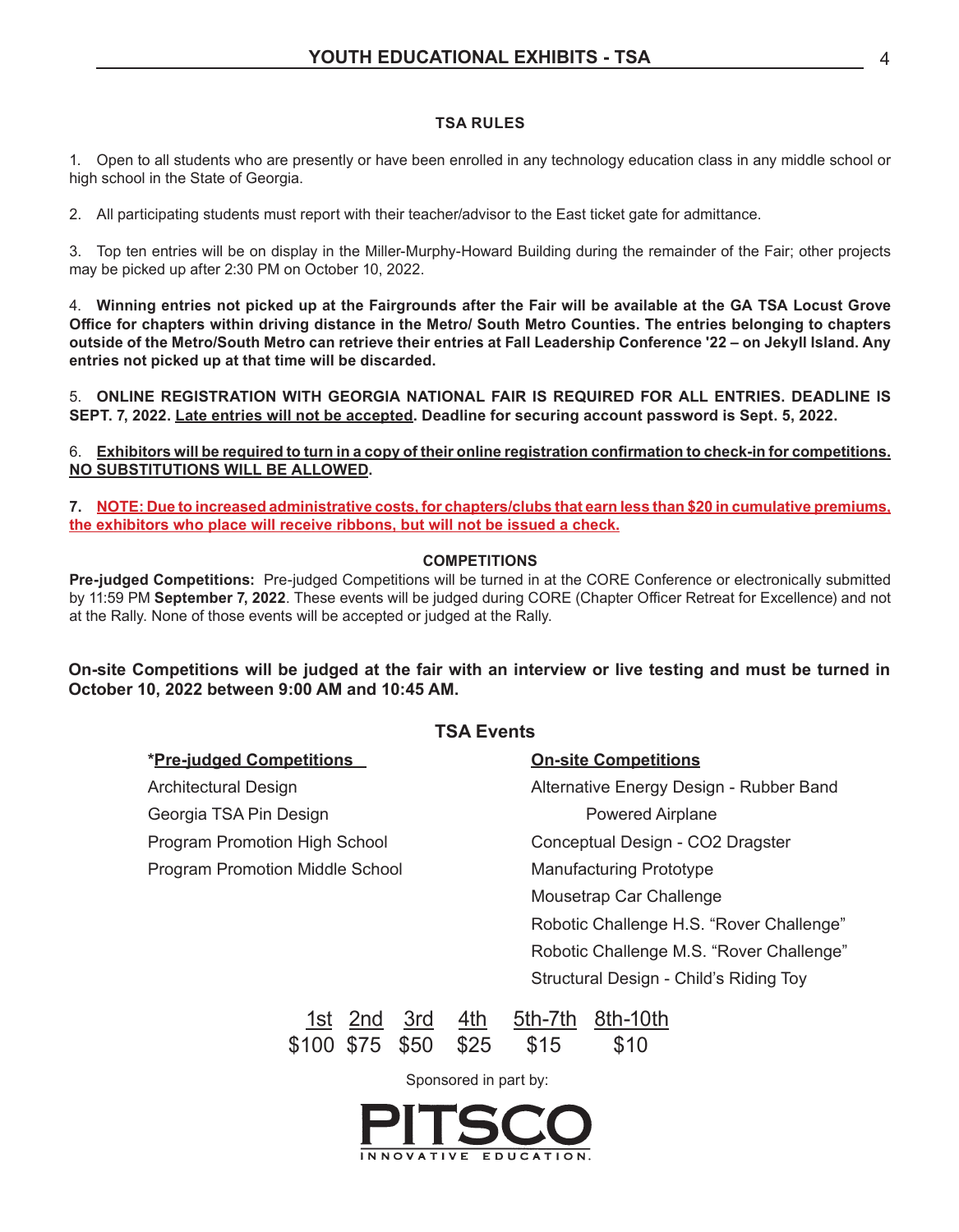## YOUTH EDUCATIONAL EXHIBITS - TSA

### TSA RULES

1. Open to all students who are presently or have been enrolled in any technology education class in any middle school or high school in the State of Georgia.

2. All participating students must report with their teacher/advisor to the East ticket gate for admittance.

3. Top ten entries will be on display in the Miller-Murphy-Howard Building during the remainder of the Fair; other projects may be picked up after 2:30 PM on October 10, 2022.

4. **Winning entries not picked up at the Fairgrounds after the Fair will be available at the GA TSA Locust Grove Office for chapters within driving distance in the Metro/ South Metro Counties. The entries belonging to chapters outside of the Metro/South Metro can retrieve their entries at Fall Leadership Conference '22 – on Jekyll Island. Any entries not picked up at that time will be discarded.**

5. **ONLINE REGISTRATION WITH GEORGIA NATIONAL FAIR IS REQUIRED FOR ALL ENTRIES. DEADLINE IS SEPT. 7, 2022. Late entries will not be accepted. Deadline for securing account password is Sept. 5, 2022.**

6. **Exhibitors will be required to turn in a copy of their online registration confirmation to check-in for competitions. NO SUBSTITUTIONS WILL BE ALLOWED.**

7. **NOTE: Due to increased administrative costs, for chapters/clubs that earn less than $20 in cumulative premiums, the exhibitors who place will receive ribbons, but will not be issued a check.**

### COMPETITIONS

**Pre-judged Competitions:** Pre-judged Competitions will be turned in at the CORE Conference or electronically submitted by 11:59 PM **September 7, 2022**. These events will be judged during CORE (Chapter Officer Retreat for Excellence) and not at the Rally. None of those events will be accepted or judged at the Rally.

**On-site Competitions will be judged at the fair with an interview or live testing and must be turned in October 10, 2022 between 9:00 AM and 10:45 AM.**

### TSA Events

**\*Pre-judged Competitions**
- Architectural Design
- Georgia TSA Pin Design
- Program Promotion High School
- Program Promotion Middle School

**On-site Competitions**
- Alternative Energy Design - Rubber Band Powered Airplane
- Conceptual Design - CO2 Dragster
- Manufacturing Prototype
- Mousetrap Car Challenge
- Robotic Challenge H.S. "Rover Challenge"
- Robotic Challenge M.S. "Rover Challenge"
- Structural Design - Child's Riding Toy

| 1st | 2nd | 3rd | 4th | 5th-7th | 8th-10th |
|---|---|---|---|---|---|
| $100 | $75 | $50 | $25 | $15 | $10 |

Sponsored in part by:

PITSCO
INNOVATIVE EDUCATION.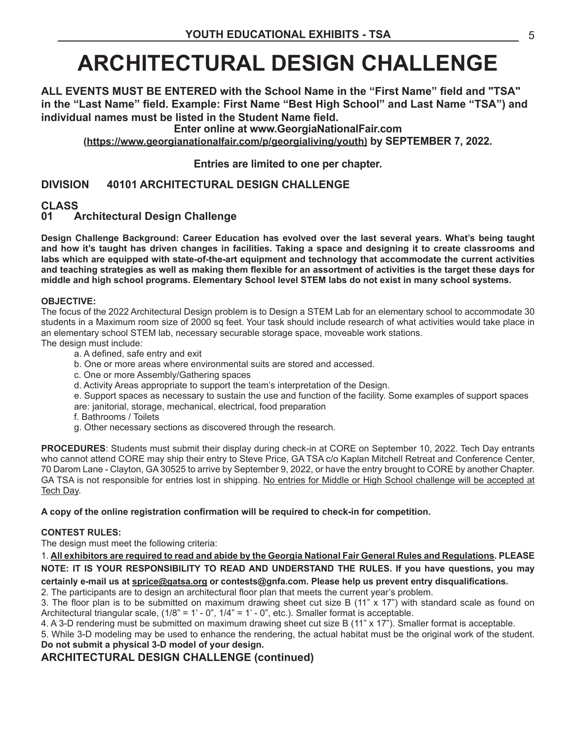# ARCHITECTURAL DESIGN CHALLENGE

**ALL EVENTS MUST BE ENTERED with the School Name in the “First Name” field and "TSA" in the “Last Name” field. Example: First Name “Best High School” and Last Name “TSA”) and individual names must be listed in the Student Name field.**

**Enter online at www.GeorgiaNationalFair.com**
**(https://www.georgianationalfair.com/p/georgialiving/youth) by SEPTEMBER 7, 2022.**

**Entries are limited to one per chapter.**

## DIVISION 40101 ARCHITECTURAL DESIGN CHALLENGE

### CLASS
### 01 Architectural Design Challenge

**Design Challenge Background: Career Education has evolved over the last several years. What’s being taught and how it’s taught has driven changes in facilities. Taking a space and designing it to create classrooms and labs which are equipped with state-of-the-art equipment and technology that accommodate the current activities and teaching strategies as well as making them flexible for an assortment of activities is the target these days for middle and high school programs. Elementary School level STEM labs do not exist in many school systems.**

**OBJECTIVE:**

The focus of the 2022 Architectural Design problem is to Design a STEM Lab for an elementary school to accommodate 30 students in a Maximum room size of 2000 sq feet. Your task should include research of what activities would take place in an elementary school STEM lab, necessary securable storage space, moveable work stations.

The design must include:

a. A defined, safe entry and exit
b. One or more areas where environmental suits are stored and accessed.
c. One or more Assembly/Gathering spaces
d. Activity Areas appropriate to support the team’s interpretation of the Design.
e. Support spaces as necessary to sustain the use and function of the facility. Some examples of support spaces are: janitorial, storage, mechanical, electrical, food preparation
f. Bathrooms / Toilets
g. Other necessary sections as discovered through the research.

**PROCEDURES**: Students must submit their display during check-in at CORE on September 10, 2022. Tech Day entrants who cannot attend CORE may ship their entry to Steve Price, GA TSA c/o Kaplan Mitchell Retreat and Conference Center, 70 Darom Lane - Clayton, GA 30525 to arrive by September 9, 2022, or have the entry brought to CORE by another Chapter. GA TSA is not responsible for entries lost in shipping. No entries for Middle or High School challenge will be accepted at Tech Day.

**A copy of the online registration confirmation will be required to check-in for competition.**

**CONTEST RULES:**

The design must meet the following criteria:

1. **All exhibitors are required to read and abide by the Georgia National Fair General Rules and Regulations. PLEASE NOTE: IT IS YOUR RESPONSIBILITY TO READ AND UNDERSTAND THE RULES. If you have questions, you may certainly e-mail us at sprice@gatsa.org or contests@gnfa.com. Please help us prevent entry disqualifications.**
2. The participants are to design an architectural floor plan that meets the current year’s problem.
3. The floor plan is to be submitted on maximum drawing sheet cut size B (11” x 17”) with standard scale as found on Architectural triangular scale, (1/8” = 1’ - 0”, 1/4” = 1’ - 0”, etc.). Smaller format is acceptable.
4. A 3-D rendering must be submitted on maximum drawing sheet cut size B (11” x 17”). Smaller format is acceptable.
5. While 3-D modeling may be used to enhance the rendering, the actual habitat must be the original work of the student. **Do not submit a physical 3-D model of your design.**

## ARCHITECTURAL DESIGN CHALLENGE (continued)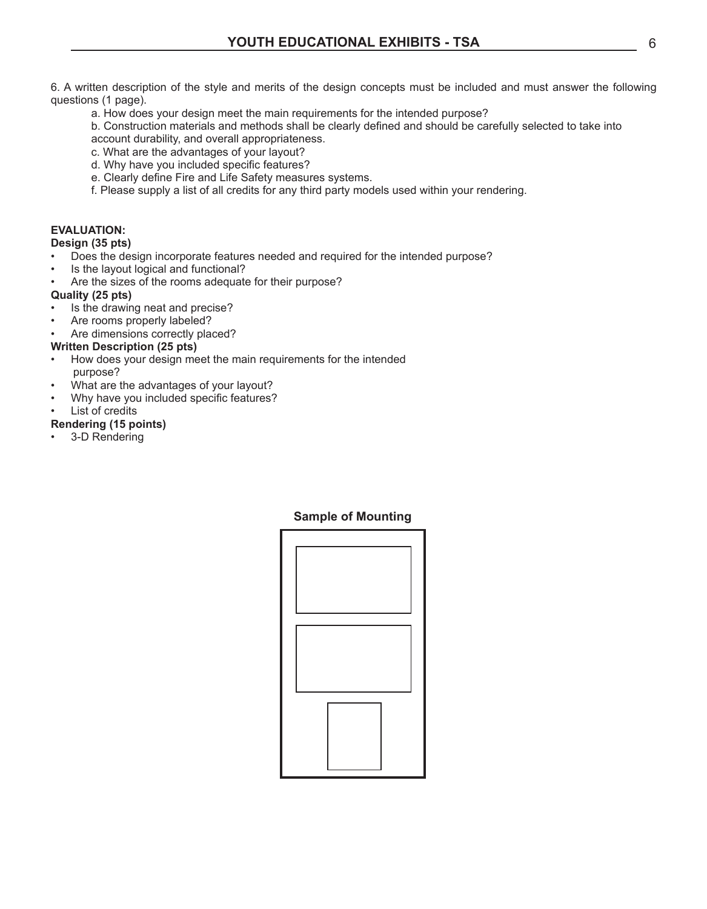6. A written description of the style and merits of the design concepts must be included and must answer the following questions (1 page).

a. How does your design meet the main requirements for the intended purpose?

b. Construction materials and methods shall be clearly defined and should be carefully selected to take into account durability, and overall appropriateness.

c. What are the advantages of your layout?

d. Why have you included specific features?

e. Clearly define Fire and Life Safety measures systems.

f. Please supply a list of all credits for any third party models used within your rendering.

**EVALUATION:**

**Design (35 pts)**

- Does the design incorporate features needed and required for the intended purpose?
- Is the layout logical and functional?
- Are the sizes of the rooms adequate for their purpose?

**Quality (25 pts)**

- Is the drawing neat and precise?
- Are rooms properly labeled?
- Are dimensions correctly placed?

**Written Description (25 pts)**

- How does your design meet the main requirements for the intended purpose?
- What are the advantages of your layout?
- Why have you included specific features?
- List of credits

**Rendering (15 points)**

- 3-D Rendering

**Sample of Mounting**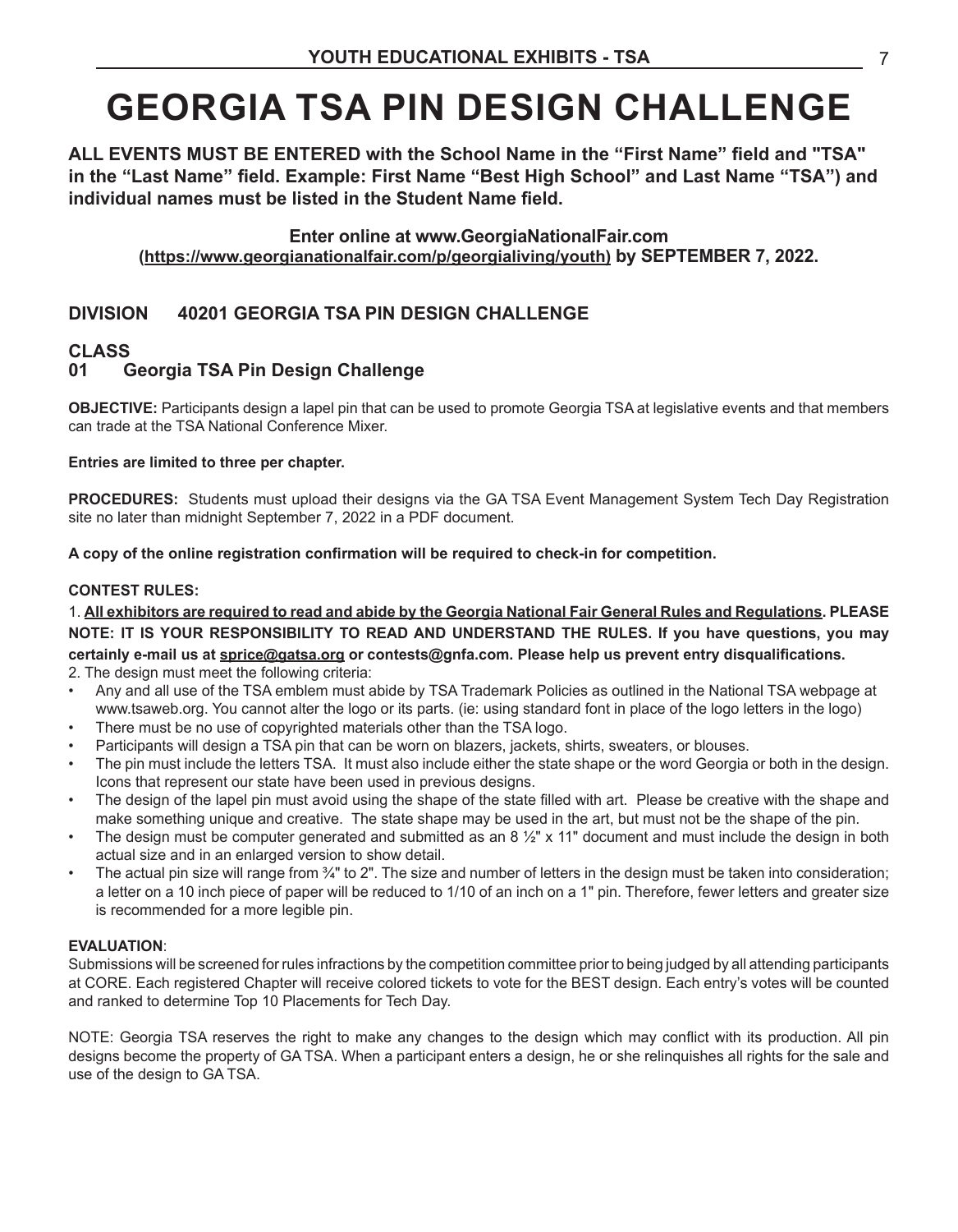# GEORGIA TSA PIN DESIGN CHALLENGE

**ALL EVENTS MUST BE ENTERED with the School Name in the "First Name" field and "TSA" in the "Last Name" field. Example: First Name "Best High School" and Last Name "TSA") and individual names must be listed in the Student Name field.**

**Enter online at www.GeorgiaNationalFair.com**
**(https://www.georgianationalfair.com/p/georgialiving/youth) by SEPTEMBER 7, 2022.**

## DIVISION 40201 GEORGIA TSA PIN DESIGN CHALLENGE

### CLASS
### 01 Georgia TSA Pin Design Challenge

**OBJECTIVE:** Participants design a lapel pin that can be used to promote Georgia TSA at legislative events and that members can trade at the TSA National Conference Mixer.

**Entries are limited to three per chapter.**

**PROCEDURES:** Students must upload their designs via the GA TSA Event Management System Tech Day Registration site no later than midnight September 7, 2022 in a PDF document.

**A copy of the online registration confirmation will be required to check-in for competition.**

**CONTEST RULES:**

1. **All exhibitors are required to read and abide by the Georgia National Fair General Rules and Regulations. PLEASE NOTE: IT IS YOUR RESPONSIBILITY TO READ AND UNDERSTAND THE RULES. If you have questions, you may certainly e-mail us at sprice@gatsa.org or contests@gnfa.com. Please help us prevent entry disqualifications.**
2. The design must meet the following criteria:

- Any and all use of the TSA emblem must abide by TSA Trademark Policies as outlined in the National TSA webpage at www.tsaweb.org. You cannot alter the logo or its parts. (ie: using standard font in place of the logo letters in the logo)
- There must be no use of copyrighted materials other than the TSA logo.
- Participants will design a TSA pin that can be worn on blazers, jackets, shirts, sweaters, or blouses.
- The pin must include the letters TSA. It must also include either the state shape or the word Georgia or both in the design. Icons that represent our state have been used in previous designs.
- The design of the lapel pin must avoid using the shape of the state filled with art. Please be creative with the shape and make something unique and creative. The state shape may be used in the art, but must not be the shape of the pin.
- The design must be computer generated and submitted as an 8 ½" x 11" document and must include the design in both actual size and in an enlarged version to show detail.
- The actual pin size will range from ¾" to 2". The size and number of letters in the design must be taken into consideration; a letter on a 10 inch piece of paper will be reduced to 1/10 of an inch on a 1" pin. Therefore, fewer letters and greater size is recommended for a more legible pin.

**EVALUATION**:
Submissions will be screened for rules infractions by the competition committee prior to being judged by all attending participants at CORE. Each registered Chapter will receive colored tickets to vote for the BEST design. Each entry's votes will be counted and ranked to determine Top 10 Placements for Tech Day.

NOTE: Georgia TSA reserves the right to make any changes to the design which may conflict with its production. All pin designs become the property of GA TSA. When a participant enters a design, he or she relinquishes all rights for the sale and use of the design to GA TSA.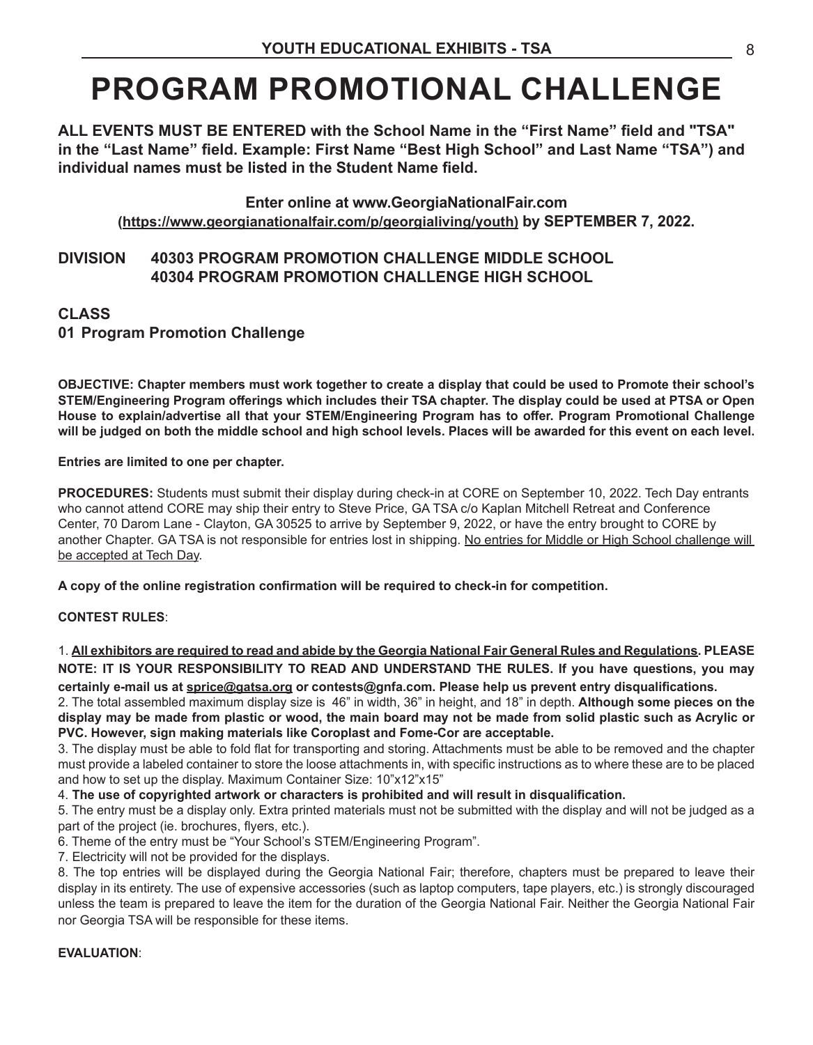# PROGRAM PROMOTIONAL CHALLENGE

**ALL EVENTS MUST BE ENTERED with the School Name in the "First Name" field and "TSA" in the "Last Name" field. Example: First Name "Best High School" and Last Name "TSA") and individual names must be listed in the Student Name field.**

**Enter online at www.GeorgiaNationalFair.com**
**(https://www.georgianationalfair.com/p/georgialiving/youth) by SEPTEMBER 7, 2022.**

**DIVISION 40303 PROGRAM PROMOTION CHALLENGE MIDDLE SCHOOL**
**40304 PROGRAM PROMOTION CHALLENGE HIGH SCHOOL**

**CLASS**
**01 Program Promotion Challenge**

**OBJECTIVE: Chapter members must work together to create a display that could be used to Promote their school's STEM/Engineering Program offerings which includes their TSA chapter. The display could be used at PTSA or Open House to explain/advertise all that your STEM/Engineering Program has to offer. Program Promotional Challenge will be judged on both the middle school and high school levels. Places will be awarded for this event on each level.**

**Entries are limited to one per chapter.**

**PROCEDURES:** Students must submit their display during check-in at CORE on September 10, 2022. Tech Day entrants who cannot attend CORE may ship their entry to Steve Price, GA TSA c/o Kaplan Mitchell Retreat and Conference Center, 70 Darom Lane - Clayton, GA 30525 to arrive by September 9, 2022, or have the entry brought to CORE by another Chapter. GA TSA is not responsible for entries lost in shipping. No entries for Middle or High School challenge will be accepted at Tech Day.

**A copy of the online registration confirmation will be required to check-in for competition.**

**CONTEST RULES**:

1. **All exhibitors are required to read and abide by the Georgia National Fair General Rules and Regulations. PLEASE NOTE: IT IS YOUR RESPONSIBILITY TO READ AND UNDERSTAND THE RULES. If you have questions, you may certainly e-mail us at sprice@gatsa.org or contests@gnfa.com. Please help us prevent entry disqualifications.**
2. The total assembled maximum display size is 46" in width, 36" in height, and 18" in depth. **Although some pieces on the display may be made from plastic or wood, the main board may not be made from solid plastic such as Acrylic or PVC. However, sign making materials like Coroplast and Fome-Cor are acceptable.**
3. The display must be able to fold flat for transporting and storing. Attachments must be able to be removed and the chapter must provide a labeled container to store the loose attachments in, with specific instructions as to where these are to be placed and how to set up the display. Maximum Container Size: 10"x12"x15"
4. **The use of copyrighted artwork or characters is prohibited and will result in disqualification.**
5. The entry must be a display only. Extra printed materials must not be submitted with the display and will not be judged as a part of the project (ie. brochures, flyers, etc.).
6. Theme of the entry must be "Your School's STEM/Engineering Program".
7. Electricity will not be provided for the displays.
8. The top entries will be displayed during the Georgia National Fair; therefore, chapters must be prepared to leave their display in its entirety. The use of expensive accessories (such as laptop computers, tape players, etc.) is strongly discouraged unless the team is prepared to leave the item for the duration of the Georgia National Fair. Neither the Georgia National Fair nor Georgia TSA will be responsible for these items.

**EVALUATION**: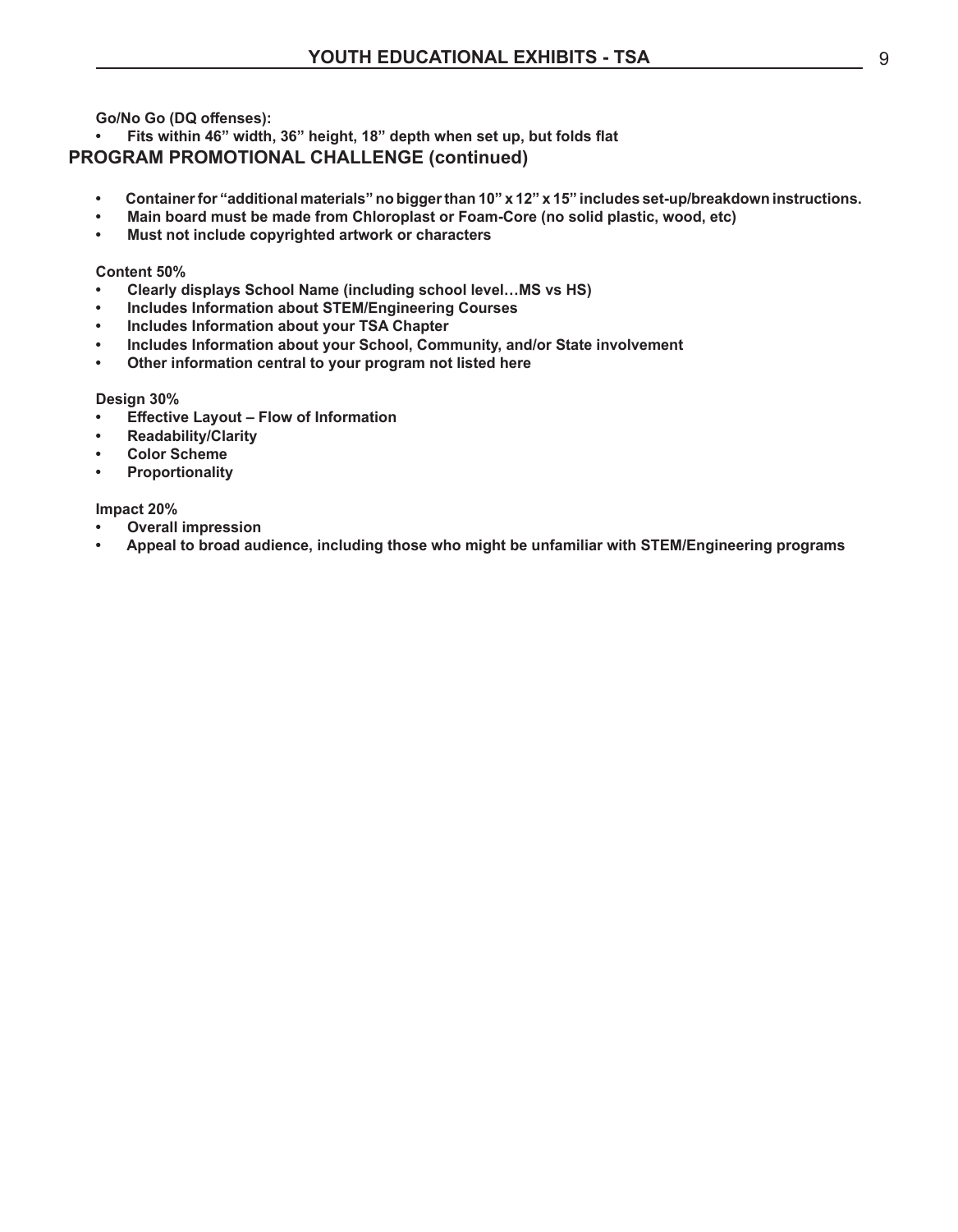**Go/No Go (DQ offenses):**

- **Fits within 46” width, 36” height, 18” depth when set up, but folds flat**

## PROGRAM PROMOTIONAL CHALLENGE (continued)

- **Container for “additional materials” no bigger than 10” x 12” x 15” includes set-up/breakdown instructions.**
- **Main board must be made from Chloroplast or Foam-Core (no solid plastic, wood, etc)**
- **Must not include copyrighted artwork or characters**

**Content 50%**

- **Clearly displays School Name (including school level…MS vs HS)**
- **Includes Information about STEM/Engineering Courses**
- **Includes Information about your TSA Chapter**
- **Includes Information about your School, Community, and/or State involvement**
- **Other information central to your program not listed here**

**Design 30%**

- **Effective Layout – Flow of Information**
- **Readability/Clarity**
- **Color Scheme**
- **Proportionality**

**Impact 20%**

- **Overall impression**
- **Appeal to broad audience, including those who might be unfamiliar with STEM/Engineering programs**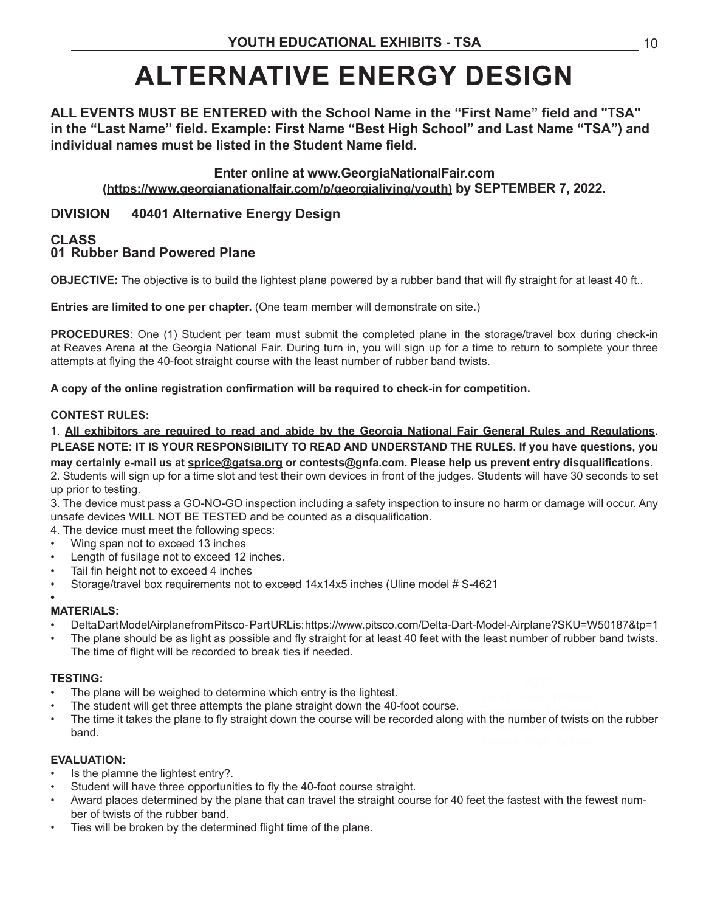# ALTERNATIVE ENERGY DESIGN

**ALL EVENTS MUST BE ENTERED with the School Name in the “First Name” field and "TSA" in the “Last Name” field. Example: First Name “Best High School” and Last Name “TSA”) and individual names must be listed in the Student Name field.**

**Enter online at www.GeorgiaNationalFair.com**
**(https://www.georgianationalfair.com/p/georgialiving/youth) by SEPTEMBER 7, 2022.**

## DIVISION 40401 Alternative Energy Design

### CLASS
### 01 Rubber Band Powered Plane

**OBJECTIVE:** The objective is to build the lightest plane powered by a rubber band that will fly straight for at least 40 ft..

**Entries are limited to one per chapter.** (One team member will demonstrate on site.)

**PROCEDURES**: One (1) Student per team must submit the completed plane in the storage/travel box during check-in at Reaves Arena at the Georgia National Fair. During turn in, you will sign up for a time to return to somplete your three attempts at flying the 40-foot straight course with the least number of rubber band twists.

**A copy of the online registration confirmation will be required to check-in for competition.**

**CONTEST RULES:**

1. **All exhibitors are required to read and abide by the Georgia National Fair General Rules and Regulations. PLEASE NOTE: IT IS YOUR RESPONSIBILITY TO READ AND UNDERSTAND THE RULES. If you have questions, you may certainly e-mail us at sprice@gatsa.org or contests@gnfa.com. Please help us prevent entry disqualifications.**
2. Students will sign up for a time slot and test their own devices in front of the judges. Students will have 30 seconds to set up prior to testing.
3. The device must pass a GO-NO-GO inspection including a safety inspection to insure no harm or damage will occur. Any unsafe devices WILL NOT BE TESTED and be counted as a disqualification.
4. The device must meet the following specs:

- Wing span not to exceed 13 inches
- Length of fusilage not to exceed 12 inches.
- Tail fin height not to exceed 4 inches
- Storage/travel box requirements not to exceed 14x14x5 inches (Uline model # S-4621
- 

**MATERIALS:**

- DeltaDartModelAirplanefromPitsco-PartURLis:https://www.pitsco.com/Delta-Dart-Model-Airplane?SKU=W50187&tp=1
- The plane should be as light as possible and fly straight for at least 40 feet with the least number of rubber band twists. The time of flight will be recorded to break ties if needed.

**TESTING:**

- The plane will be weighed to determine which entry is the lightest.
- The student will get three attempts the plane straight down the 40-foot course.
- The time it takes the plane to fly straight down the course will be recorded along with the number of twists on the rubber band.

**EVALUATION:**

- Is the plamne the lightest entry?.
- Student will have three opportunities to fly the 40-foot course straight.
- Award places determined by the plane that can travel the straight course for 40 feet the fastest with the fewest number of twists of the rubber band.
- Ties will be broken by the determined flight time of the plane.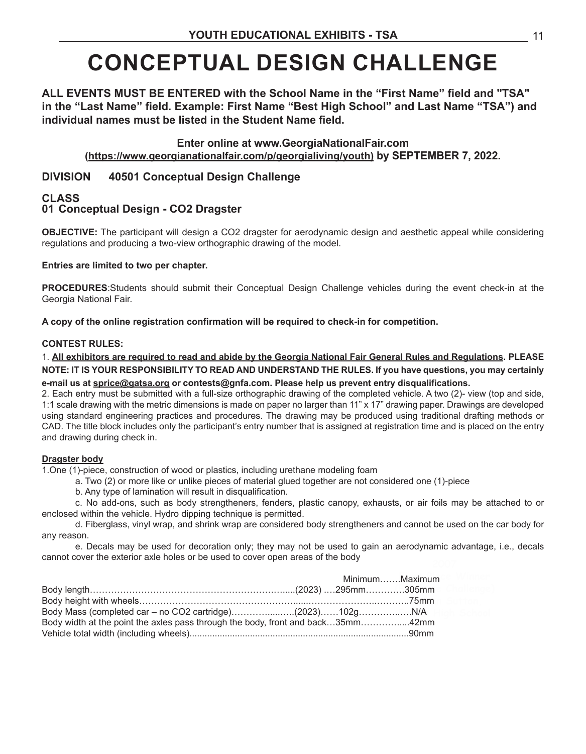# CONCEPTUAL DESIGN CHALLENGE

**ALL EVENTS MUST BE ENTERED with the School Name in the "First Name" field and "TSA" in the "Last Name" field. Example: First Name "Best High School" and Last Name "TSA") and individual names must be listed in the Student Name field.**

**Enter online at www.GeorgiaNationalFair.com**
**(https://www.georgianationalfair.com/p/georgialiving/youth) by SEPTEMBER 7, 2022.**

## DIVISION 40501 Conceptual Design Challenge

### CLASS
### 01 Conceptual Design - CO2 Dragster

**OBJECTIVE:** The participant will design a CO2 dragster for aerodynamic design and aesthetic appeal while considering regulations and producing a two-view orthographic drawing of the model.

**Entries are limited to two per chapter.**

**PROCEDURES**:Students should submit their Conceptual Design Challenge vehicles during the event check-in at the Georgia National Fair.

**A copy of the online registration confirmation will be required to check-in for competition.**

**CONTEST RULES:**

1. **All exhibitors are required to read and abide by the Georgia National Fair General Rules and Regulations. PLEASE NOTE: IT IS YOUR RESPONSIBILITY TO READ AND UNDERSTAND THE RULES. If you have questions, you may certainly e-mail us at sprice@gatsa.org or contests@gnfa.com. Please help us prevent entry disqualifications.**
2. Each entry must be submitted with a full-size orthographic drawing of the completed vehicle. A two (2)- view (top and side, 1:1 scale drawing with the metric dimensions is made on paper no larger than 11" x 17" drawing paper. Drawings are developed using standard engineering practices and procedures. The drawing may be produced using traditional drafting methods or CAD. The title block includes only the participant's entry number that is assigned at registration time and is placed on the entry and drawing during check in.

**Dragster body**

1.One (1)-piece, construction of wood or plastics, including urethane modeling foam
   a. Two (2) or more like or unlike pieces of material glued together are not considered one (1)-piece
   b. Any type of lamination will result in disqualification.
   c. No add-ons, such as body strengtheners, fenders, plastic canopy, exhausts, or air foils may be attached to or enclosed within the vehicle. Hydro dipping technique is permitted.
   d. Fiberglass, vinyl wrap, and shrink wrap are considered body strengtheners and cannot be used on the car body for any reason.
   e. Decals may be used for decoration only; they may not be used to gain an aerodynamic advantage, i.e., decals cannot cover the exterior axle holes or be used to cover open areas of the body

| | Minimum | Maximum |
|---|---|---|
| Body length (2023) | 295mm | 305mm |
| Body height with wheels | | 75mm |
| Body Mass (completed car – no CO2 cartridge) (2023) | 102g | N/A |
| Body width at the point the axles pass through the body, front and back | 35mm | 42mm |
| Vehicle total width (including wheels) | | 90mm |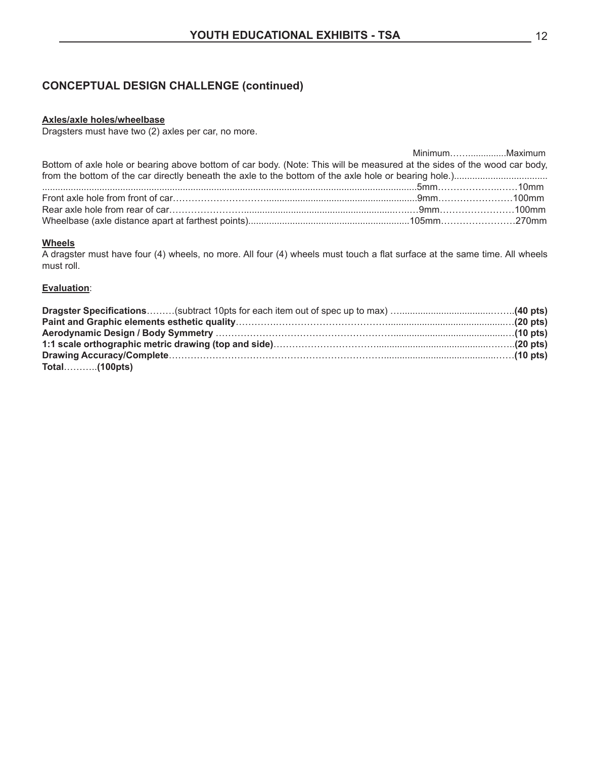## CONCEPTUAL DESIGN CHALLENGE (continued)

**Axles/axle holes/wheelbase**

Dragsters must have two (2) axles per car, no more.

| | Minimum | Maximum |
|---|---|---|
| Bottom of axle hole or bearing above bottom of car body. (Note: This will be measured at the sides of the wood car body, from the bottom of the car directly beneath the axle to the bottom of the axle hole or bearing hole.) | 5mm | 10mm |
| Front axle hole from front of car | 9mm | 100mm |
| Rear axle hole from rear of car | 9mm | 100mm |
| Wheelbase (axle distance apart at farthest points) | 105mm | 270mm |

**Wheels**

A dragster must have four (4) wheels, no more. All four (4) wheels must touch a flat surface at the same time. All wheels must roll.

**Evaluation**:

| | |
|---|---|
| **Dragster Specifications**………(subtract 10pts for each item out of spec up to max) | **(40 pts)** |
| **Paint and Graphic elements esthetic quality** | **(20 pts)** |
| **Aerodynamic Design / Body Symmetry** | **(10 pts)** |
| **1:1 scale orthographic metric drawing (top and side)** | **(20 pts)** |
| **Drawing Accuracy/Complete** | **(10 pts)** |
| **Total**………..**(100pts)** | |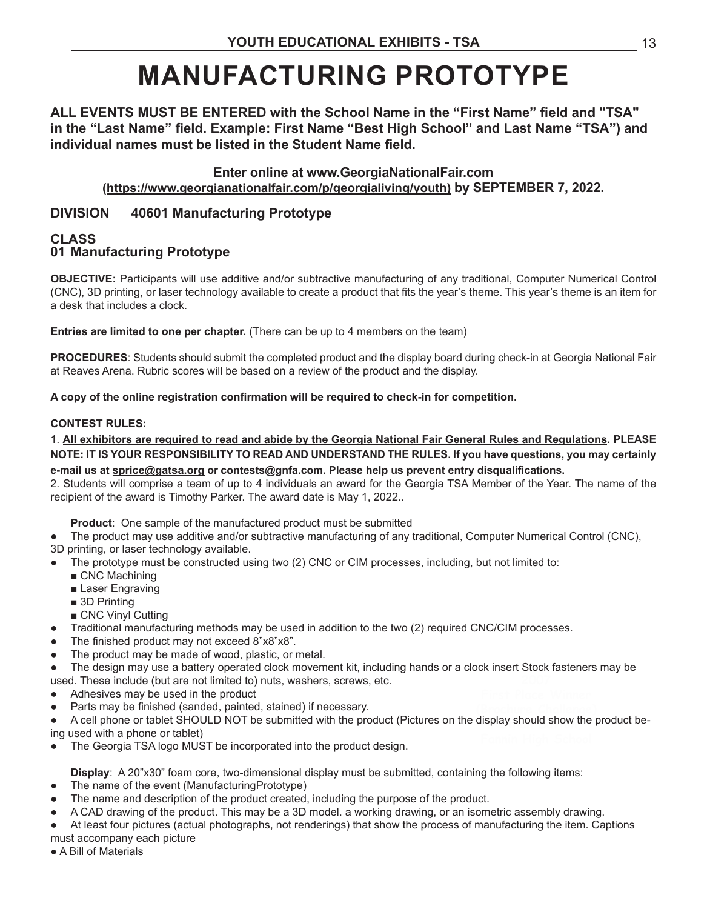# MANUFACTURING PROTOTYPE

**ALL EVENTS MUST BE ENTERED with the School Name in the "First Name" field and "TSA" in the "Last Name" field. Example: First Name "Best High School" and Last Name "TSA") and individual names must be listed in the Student Name field.**

**Enter online at www.GeorgiaNationalFair.com**
**(https://www.georgianationalfair.com/p/georgialiving/youth) by SEPTEMBER 7, 2022.**

### DIVISION 40601 Manufacturing Prototype

### CLASS
### 01 Manufacturing Prototype

**OBJECTIVE:** Participants will use additive and/or subtractive manufacturing of any traditional, Computer Numerical Control (CNC), 3D printing, or laser technology available to create a product that fits the year's theme. This year's theme is an item for a desk that includes a clock.

**Entries are limited to one per chapter.** (There can be up to 4 members on the team)

**PROCEDURES**: Students should submit the completed product and the display board during check-in at Georgia National Fair at Reaves Arena. Rubric scores will be based on a review of the product and the display.

**A copy of the online registration confirmation will be required to check-in for competition.**

**CONTEST RULES:**

1. **All exhibitors are required to read and abide by the Georgia National Fair General Rules and Regulations. PLEASE NOTE: IT IS YOUR RESPONSIBILITY TO READ AND UNDERSTAND THE RULES. If you have questions, you may certainly e-mail us at sprice@gatsa.org or contests@gnfa.com. Please help us prevent entry disqualifications.**
2. Students will comprise a team of up to 4 individuals an award for the Georgia TSA Member of the Year. The name of the recipient of the award is Timothy Parker. The award date is May 1, 2022..

**Product**: One sample of the manufactured product must be submitted

- The product may use additive and/or subtractive manufacturing of any traditional, Computer Numerical Control (CNC), 3D printing, or laser technology available.
- The prototype must be constructed using two (2) CNC or CIM processes, including, but not limited to:
  - CNC Machining
  - Laser Engraving
  - 3D Printing
  - CNC Vinyl Cutting
- Traditional manufacturing methods may be used in addition to the two (2) required CNC/CIM processes.
- The finished product may not exceed 8"x8"x8".
- The product may be made of wood, plastic, or metal.
- The design may use a battery operated clock movement kit, including hands or a clock insert Stock fasteners may be used. These include (but are not limited to) nuts, washers, screws, etc.
- Adhesives may be used in the product
- Parts may be finished (sanded, painted, stained) if necessary.
- A cell phone or tablet SHOULD NOT be submitted with the product (Pictures on the display should show the product being used with a phone or tablet)
- The Georgia TSA logo MUST be incorporated into the product design.

**Display**: A 20"x30" foam core, two-dimensional display must be submitted, containing the following items:

- The name of the event (ManufacturingPrototype)
- The name and description of the product created, including the purpose of the product.
- A CAD drawing of the product. This may be a 3D model. a working drawing, or an isometric assembly drawing.
- At least four pictures (actual photographs, not renderings) that show the process of manufacturing the item. Captions must accompany each picture
- A Bill of Materials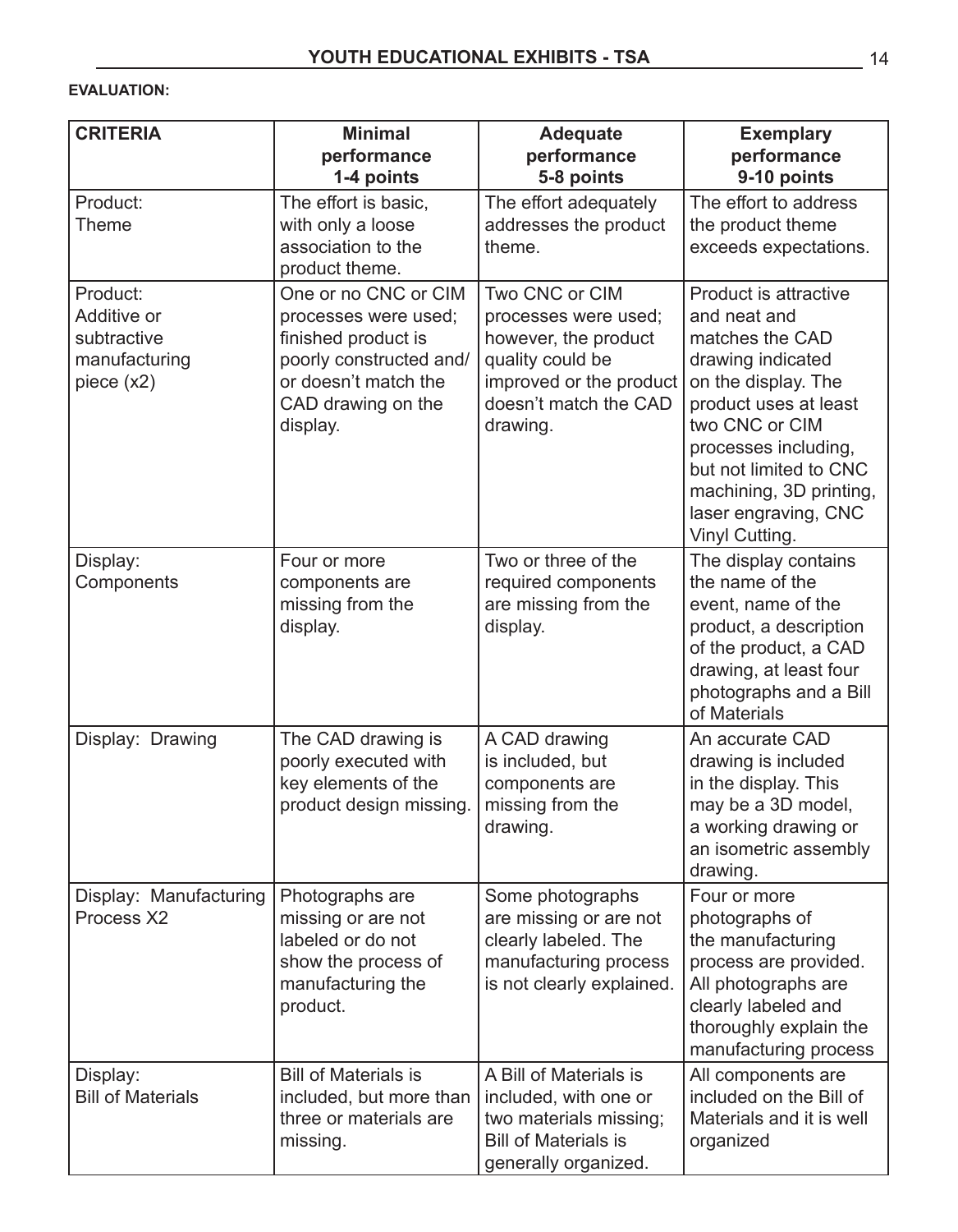**EVALUATION:**

| CRITERIA | Minimal performance 1-4 points | Adequate performance 5-8 points | Exemplary performance 9-10 points |
|---|---|---|---|
| Product: Theme | The effort is basic, with only a loose association to the product theme. | The effort adequately addresses the product theme. | The effort to address the product theme exceeds expectations. |
| Product: Additive or subtractive manufacturing piece (x2) | One or no CNC or CIM processes were used; finished product is poorly constructed and/ or doesn't match the CAD drawing on the display. | Two CNC or CIM processes were used; however, the product quality could be improved or the product doesn't match the CAD drawing. | Product is attractive and neat and matches the CAD drawing indicated on the display. The product uses at least two CNC or CIM processes including, but not limited to CNC machining, 3D printing, laser engraving, CNC Vinyl Cutting. |
| Display: Components | Four or more components are missing from the display. | Two or three of the required components are missing from the display. | The display contains the name of the event, name of the product, a description of the product, a CAD drawing, at least four photographs and a Bill of Materials |
| Display: Drawing | The CAD drawing is poorly executed with key elements of the product design missing. | A CAD drawing is included, but components are missing from the drawing. | An accurate CAD drawing is included in the display. This may be a 3D model, a working drawing or an isometric assembly drawing. |
| Display: Manufacturing Process X2 | Photographs are missing or are not labeled or do not show the process of manufacturing the product. | Some photographs are missing or are not clearly labeled. The manufacturing process is not clearly explained. | Four or more photographs of the manufacturing process are provided. All photographs are clearly labeled and thoroughly explain the manufacturing process |
| Display: Bill of Materials | Bill of Materials is included, but more than three or materials are missing. | A Bill of Materials is included, with one or two materials missing; Bill of Materials is generally organized. | All components are included on the Bill of Materials and it is well organized |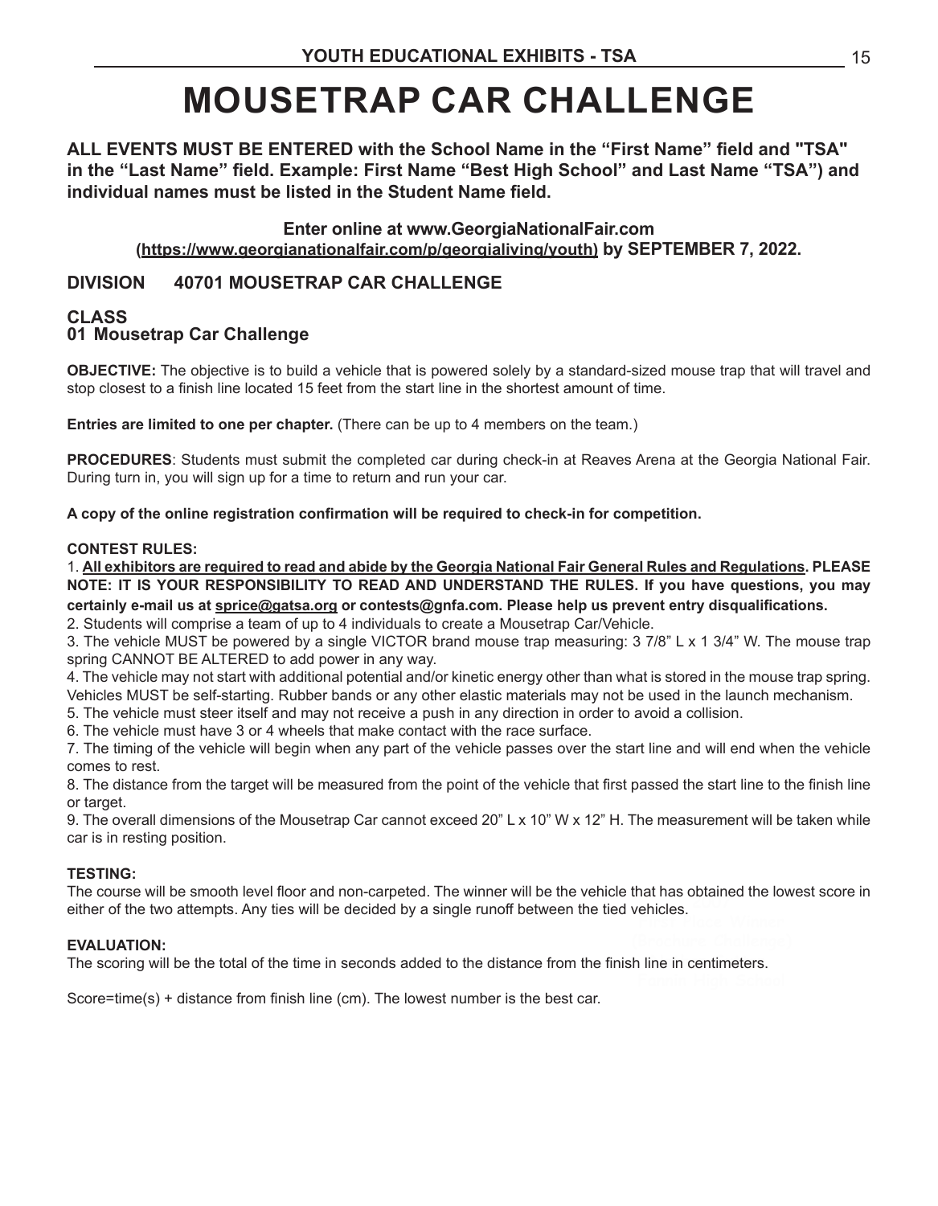# MOUSETRAP CAR CHALLENGE

**ALL EVENTS MUST BE ENTERED with the School Name in the "First Name" field and "TSA" in the "Last Name" field. Example: First Name "Best High School" and Last Name "TSA") and individual names must be listed in the Student Name field.**

**Enter online at www.GeorgiaNationalFair.com**
**(https://www.georgianationalfair.com/p/georgialiving/youth) by SEPTEMBER 7, 2022.**

## DIVISION 40701 MOUSETRAP CAR CHALLENGE

### CLASS
### 01 Mousetrap Car Challenge

**OBJECTIVE:** The objective is to build a vehicle that is powered solely by a standard-sized mouse trap that will travel and stop closest to a finish line located 15 feet from the start line in the shortest amount of time.

**Entries are limited to one per chapter.** (There can be up to 4 members on the team.)

**PROCEDURES**: Students must submit the completed car during check-in at Reaves Arena at the Georgia National Fair. During turn in, you will sign up for a time to return and run your car.

**A copy of the online registration confirmation will be required to check-in for competition.**

**CONTEST RULES:**

1. **All exhibitors are required to read and abide by the Georgia National Fair General Rules and Regulations. PLEASE NOTE: IT IS YOUR RESPONSIBILITY TO READ AND UNDERSTAND THE RULES. If you have questions, you may certainly e-mail us at sprice@gatsa.org or contests@gnfa.com. Please help us prevent entry disqualifications.**
2. Students will comprise a team of up to 4 individuals to create a Mousetrap Car/Vehicle.
3. The vehicle MUST be powered by a single VICTOR brand mouse trap measuring: 3 7/8" L x 1 3/4" W. The mouse trap spring CANNOT BE ALTERED to add power in any way.
4. The vehicle may not start with additional potential and/or kinetic energy other than what is stored in the mouse trap spring. Vehicles MUST be self-starting. Rubber bands or any other elastic materials may not be used in the launch mechanism.
5. The vehicle must steer itself and may not receive a push in any direction in order to avoid a collision.
6. The vehicle must have 3 or 4 wheels that make contact with the race surface.
7. The timing of the vehicle will begin when any part of the vehicle passes over the start line and will end when the vehicle comes to rest.
8. The distance from the target will be measured from the point of the vehicle that first passed the start line to the finish line or target.
9. The overall dimensions of the Mousetrap Car cannot exceed 20" L x 10" W x 12" H. The measurement will be taken while car is in resting position.

**TESTING:**

The course will be smooth level floor and non-carpeted. The winner will be the vehicle that has obtained the lowest score in either of the two attempts. Any ties will be decided by a single runoff between the tied vehicles.

**EVALUATION:**

The scoring will be the total of the time in seconds added to the distance from the finish line in centimeters.

Score=time(s) + distance from finish line (cm). The lowest number is the best car.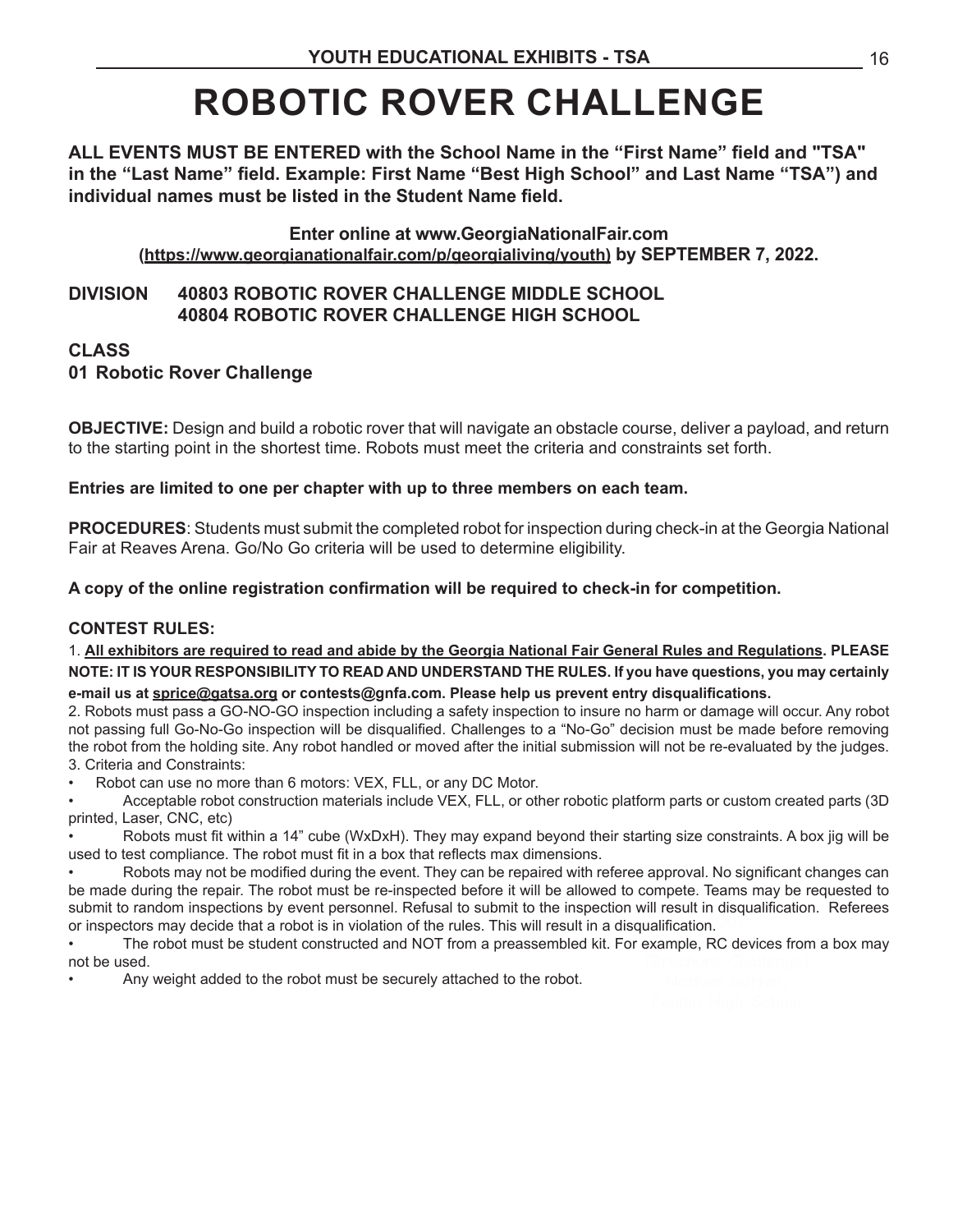# ROBOTIC ROVER CHALLENGE

**ALL EVENTS MUST BE ENTERED with the School Name in the "First Name" field and "TSA" in the "Last Name" field. Example: First Name "Best High School" and Last Name "TSA") and individual names must be listed in the Student Name field.**

**Enter online at www.GeorgiaNationalFair.com**
**(https://www.georgianationalfair.com/p/georgialiving/youth) by SEPTEMBER 7, 2022.**

**DIVISION 40803 ROBOTIC ROVER CHALLENGE MIDDLE SCHOOL**
**40804 ROBOTIC ROVER CHALLENGE HIGH SCHOOL**

**CLASS**
**01 Robotic Rover Challenge**

**OBJECTIVE:** Design and build a robotic rover that will navigate an obstacle course, deliver a payload, and return to the starting point in the shortest time. Robots must meet the criteria and constraints set forth.

**Entries are limited to one per chapter with up to three members on each team.**

**PROCEDURES**: Students must submit the completed robot for inspection during check-in at the Georgia National Fair at Reaves Arena. Go/No Go criteria will be used to determine eligibility.

**A copy of the online registration confirmation will be required to check-in for competition.**

**CONTEST RULES:**

1. **All exhibitors are required to read and abide by the Georgia National Fair General Rules and Regulations. PLEASE NOTE: IT IS YOUR RESPONSIBILITY TO READ AND UNDERSTAND THE RULES. If you have questions, you may certainly e-mail us at sprice@gatsa.org or contests@gnfa.com. Please help us prevent entry disqualifications.**
2. Robots must pass a GO-NO-GO inspection including a safety inspection to insure no harm or damage will occur. Any robot not passing full Go-No-Go inspection will be disqualified. Challenges to a "No-Go" decision must be made before removing the robot from the holding site. Any robot handled or moved after the initial submission will not be re-evaluated by the judges.
3. Criteria and Constraints:

- Robot can use no more than 6 motors: VEX, FLL, or any DC Motor.
- Acceptable robot construction materials include VEX, FLL, or other robotic platform parts or custom created parts (3D printed, Laser, CNC, etc)
- Robots must fit within a 14" cube (WxDxH). They may expand beyond their starting size constraints. A box jig will be used to test compliance. The robot must fit in a box that reflects max dimensions.
- Robots may not be modified during the event. They can be repaired with referee approval. No significant changes can be made during the repair. The robot must be re-inspected before it will be allowed to compete. Teams may be requested to submit to random inspections by event personnel. Refusal to submit to the inspection will result in disqualification. Referees or inspectors may decide that a robot is in violation of the rules. This will result in a disqualification.
- The robot must be student constructed and NOT from a preassembled kit. For example, RC devices from a box may not be used.
- Any weight added to the robot must be securely attached to the robot.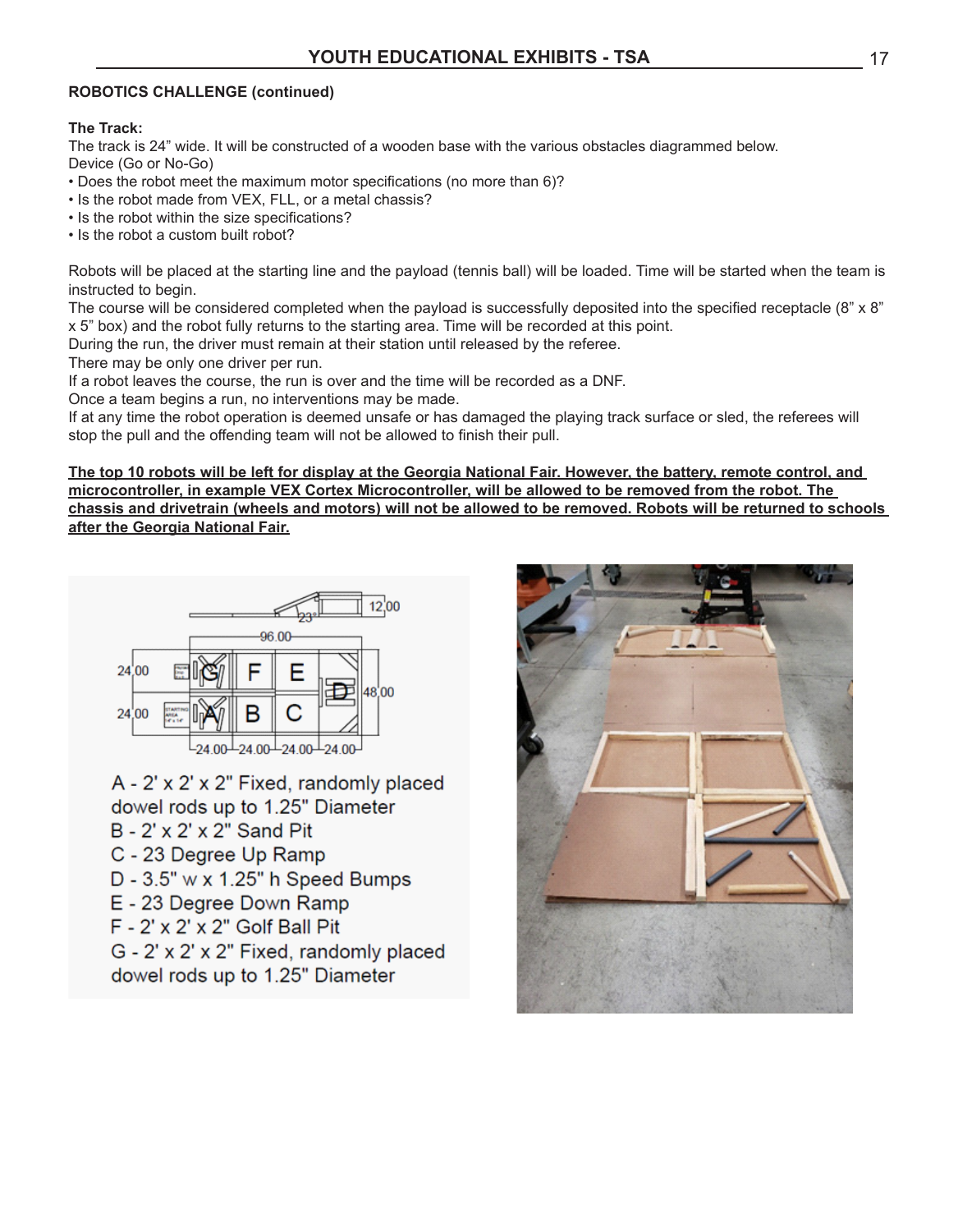**ROBOTICS CHALLENGE (continued)**

**The Track:**

The track is 24" wide. It will be constructed of a wooden base with the various obstacles diagrammed below.

Device (Go or No-Go)

- Does the robot meet the maximum motor specifications (no more than 6)?
- Is the robot made from VEX, FLL, or a metal chassis?
- Is the robot within the size specifications?
- Is the robot a custom built robot?

Robots will be placed at the starting line and the payload (tennis ball) will be loaded. Time will be started when the team is instructed to begin.

The course will be considered completed when the payload is successfully deposited into the specified receptacle (8" x 8" x 5" box) and the robot fully returns to the starting area. Time will be recorded at this point.

During the run, the driver must remain at their station until released by the referee.

There may be only one driver per run.

If a robot leaves the course, the run is over and the time will be recorded as a DNF.

Once a team begins a run, no interventions may be made.

If at any time the robot operation is deemed unsafe or has damaged the playing track surface or sled, the referees will stop the pull and the offending team will not be allowed to finish their pull.

**The top 10 robots will be left for display at the Georgia National Fair. However, the battery, remote control, and microcontroller, in example VEX Cortex Microcontroller, will be allowed to be removed from the robot. The chassis and drivetrain (wheels and motors) will not be allowed to be removed. Robots will be returned to schools after the Georgia National Fair.**

23°
12.00
96.00
24.00
24.00
48.00
24.00 24.00 24.00 24.00
G F E D
A B C

A - 2' x 2' x 2" Fixed, randomly placed dowel rods up to 1.25" Diameter
B - 2' x 2' x 2" Sand Pit
C - 23 Degree Up Ramp
D - 3.5" w x 1.25" h Speed Bumps
E - 23 Degree Down Ramp
F - 2' x 2' x 2" Golf Ball Pit
G - 2' x 2' x 2" Fixed, randomly placed dowel rods up to 1.25" Diameter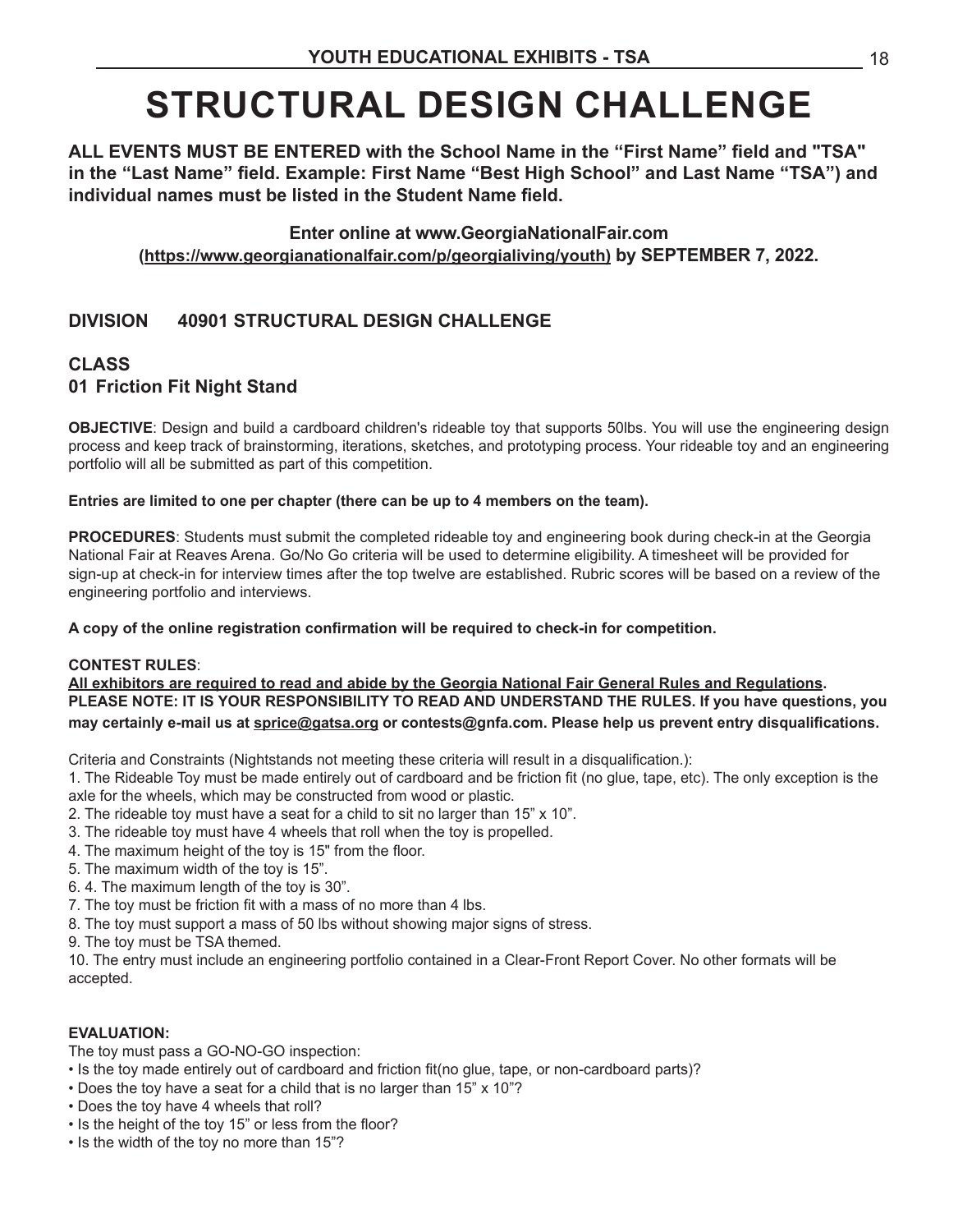# STRUCTURAL DESIGN CHALLENGE

**ALL EVENTS MUST BE ENTERED with the School Name in the "First Name" field and "TSA" in the "Last Name" field. Example: First Name "Best High School" and Last Name "TSA") and individual names must be listed in the Student Name field.**

**Enter online at www.GeorgiaNationalFair.com**
**(https://www.georgianationalfair.com/p/georgialiving/youth) by SEPTEMBER 7, 2022.**

## DIVISION 40901 STRUCTURAL DESIGN CHALLENGE

### CLASS
### 01 Friction Fit Night Stand

**OBJECTIVE**: Design and build a cardboard children's rideable toy that supports 50lbs. You will use the engineering design process and keep track of brainstorming, iterations, sketches, and prototyping process. Your rideable toy and an engineering portfolio will all be submitted as part of this competition.

**Entries are limited to one per chapter (there can be up to 4 members on the team).**

**PROCEDURES**: Students must submit the completed rideable toy and engineering book during check-in at the Georgia National Fair at Reaves Arena. Go/No Go criteria will be used to determine eligibility. A timesheet will be provided for sign-up at check-in for interview times after the top twelve are established. Rubric scores will be based on a review of the engineering portfolio and interviews.

**A copy of the online registration confirmation will be required to check-in for competition.**

**CONTEST RULES**:

**All exhibitors are required to read and abide by the Georgia National Fair General Rules and Regulations.**
**PLEASE NOTE: IT IS YOUR RESPONSIBILITY TO READ AND UNDERSTAND THE RULES. If you have questions, you may certainly e-mail us at sprice@gatsa.org or contests@gnfa.com. Please help us prevent entry disqualifications.**

Criteria and Constraints (Nightstands not meeting these criteria will result in a disqualification.):

1. The Rideable Toy must be made entirely out of cardboard and be friction fit (no glue, tape, etc). The only exception is the axle for the wheels, which may be constructed from wood or plastic.
2. The rideable toy must have a seat for a child to sit no larger than 15" x 10".
3. The rideable toy must have 4 wheels that roll when the toy is propelled.
4. The maximum height of the toy is 15" from the floor.
5. The maximum width of the toy is 15".
6. 4. The maximum length of the toy is 30".
7. The toy must be friction fit with a mass of no more than 4 lbs.
8. The toy must support a mass of 50 lbs without showing major signs of stress.
9. The toy must be TSA themed.
10. The entry must include an engineering portfolio contained in a Clear-Front Report Cover. No other formats will be accepted.

**EVALUATION:**

The toy must pass a GO-NO-GO inspection:

- Is the toy made entirely out of cardboard and friction fit(no glue, tape, or non-cardboard parts)?
- Does the toy have a seat for a child that is no larger than 15" x 10"?
- Does the toy have 4 wheels that roll?
- Is the height of the toy 15" or less from the floor?
- Is the width of the toy no more than 15"?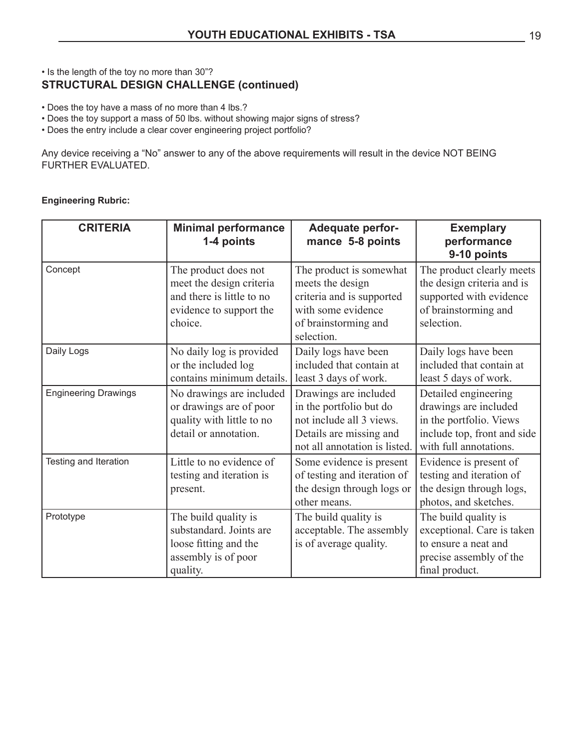• Is the length of the toy no more than 30"?

**STRUCTURAL DESIGN CHALLENGE (continued)**

- Does the toy have a mass of no more than 4 lbs.?
- Does the toy support a mass of 50 lbs. without showing major signs of stress?
- Does the entry include a clear cover engineering project portfolio?

Any device receiving a "No" answer to any of the above requirements will result in the device NOT BEING FURTHER EVALUATED.

**Engineering Rubric:**

| CRITERIA | Minimal performance 1-4 points | Adequate performance 5-8 points | Exemplary performance 9-10 points |
|---|---|---|---|
| Concept | The product does not meet the design criteria and there is little to no evidence to support the choice. | The product is somewhat meets the design criteria and is supported with some evidence of brainstorming and selection. | The product clearly meets the design criteria and is supported with evidence of brainstorming and selection. |
| Daily Logs | No daily log is provided or the included log contains minimum details. | Daily logs have been included that contain at least 3 days of work. | Daily logs have been included that contain at least 5 days of work. |
| Engineering Drawings | No drawings are included or drawings are of poor quality with little to no detail or annotation. | Drawings are included in the portfolio but do not include all 3 views. Details are missing and not all annotation is listed. | Detailed engineering drawings are included in the portfolio. Views include top, front and side with full annotations. |
| Testing and Iteration | Little to no evidence of testing and iteration is present. | Some evidence is present of testing and iteration of the design through logs or other means. | Evidence is present of testing and iteration of the design through logs, photos, and sketches. |
| Prototype | The build quality is substandard. Joints are loose fitting and the assembly is of poor quality. | The build quality is acceptable. The assembly is of average quality. | The build quality is exceptional. Care is taken to ensure a neat and precise assembly of the final product. |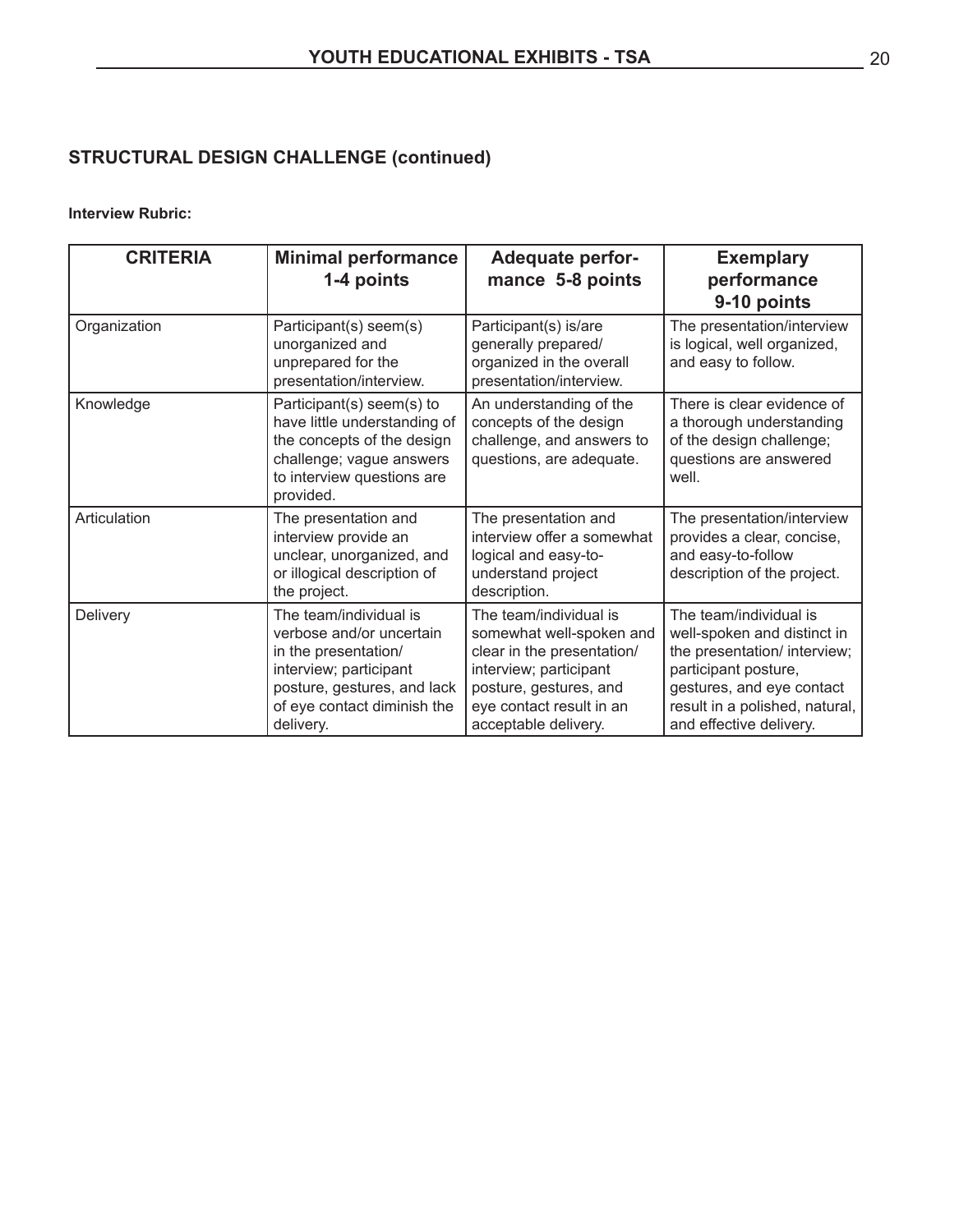## STRUCTURAL DESIGN CHALLENGE (continued)

**Interview Rubric:**

| CRITERIA | Minimal performance 1-4 points | Adequate performance 5-8 points | Exemplary performance 9-10 points |
|---|---|---|---|
| Organization | Participant(s) seem(s) unorganized and unprepared for the presentation/interview. | Participant(s) is/are generally prepared/ organized in the overall presentation/interview. | The presentation/interview is logical, well organized, and easy to follow. |
| Knowledge | Participant(s) seem(s) to have little understanding of the concepts of the design challenge; vague answers to interview questions are provided. | An understanding of the concepts of the design challenge, and answers to questions, are adequate. | There is clear evidence of a thorough understanding of the design challenge; questions are answered well. |
| Articulation | The presentation and interview provide an unclear, unorganized, and or illogical description of the project. | The presentation and interview offer a somewhat logical and easy-to-understand project description. | The presentation/interview provides a clear, concise, and easy-to-follow description of the project. |
| Delivery | The team/individual is verbose and/or uncertain in the presentation/ interview; participant posture, gestures, and lack of eye contact diminish the delivery. | The team/individual is somewhat well-spoken and clear in the presentation/ interview; participant posture, gestures, and eye contact result in an acceptable delivery. | The team/individual is well-spoken and distinct in the presentation/ interview; participant posture, gestures, and eye contact result in a polished, natural, and effective delivery. |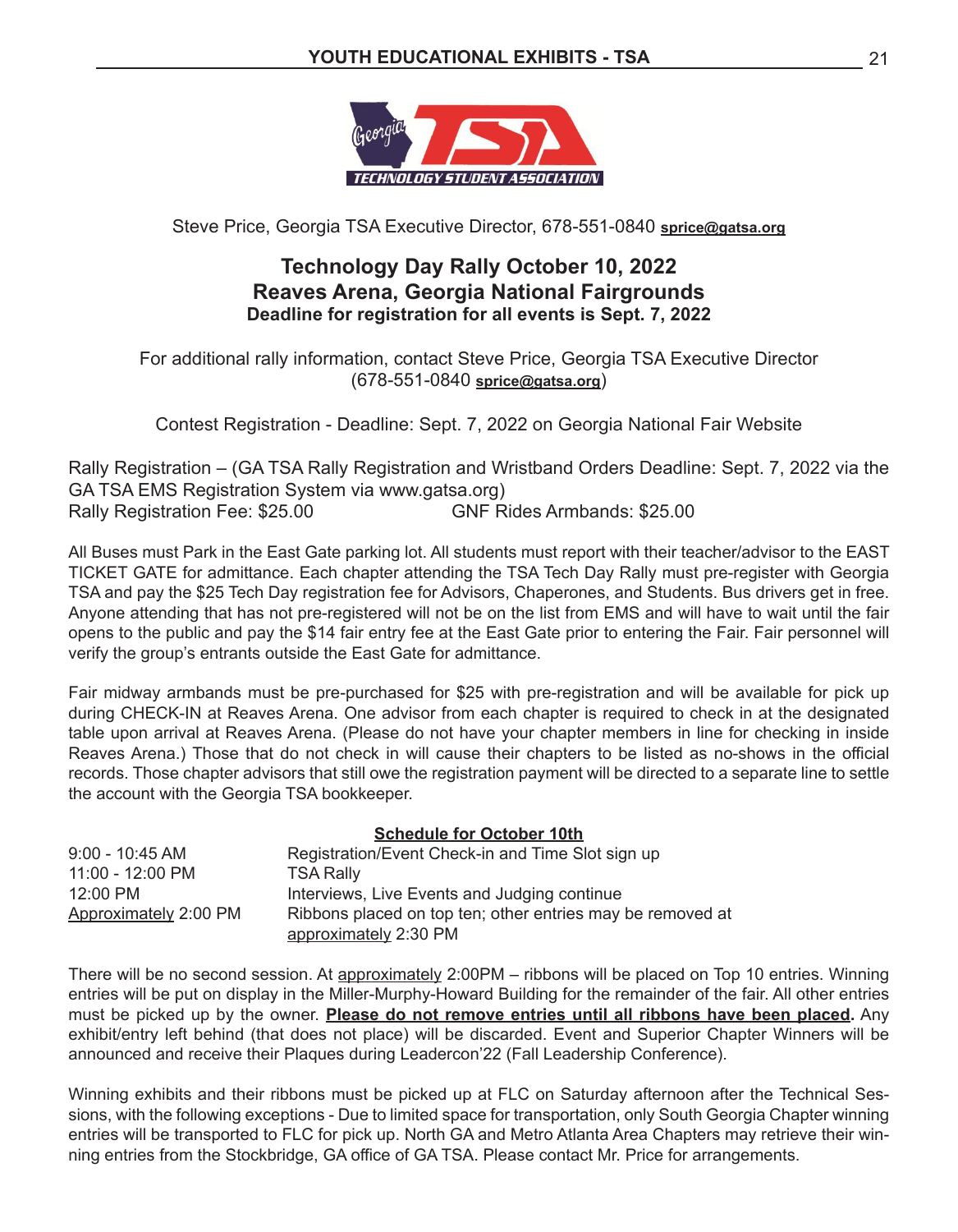Steve Price, Georgia TSA Executive Director, 678-551-0840 **sprice@gatsa.org**

## Technology Day Rally October 10, 2022
## Reaves Arena, Georgia National Fairgrounds
### Deadline for registration for all events is Sept. 7, 2022

For additional rally information, contact Steve Price, Georgia TSA Executive Director (678-551-0840 **sprice@gatsa.org**)

Contest Registration - Deadline: Sept. 7, 2022 on Georgia National Fair Website

Rally Registration – (GA TSA Rally Registration and Wristband Orders Deadline: Sept. 7, 2022 via the GA TSA EMS Registration System via www.gatsa.org)
Rally Registration Fee: $25.00 GNF Rides Armbands: $25.00

All Buses must Park in the East Gate parking lot. All students must report with their teacher/advisor to the EAST TICKET GATE for admittance. Each chapter attending the TSA Tech Day Rally must pre-register with Georgia TSA and pay the $25 Tech Day registration fee for Advisors, Chaperones, and Students. Bus drivers get in free. Anyone attending that has not pre-registered will not be on the list from EMS and will have to wait until the fair opens to the public and pay the $14 fair entry fee at the East Gate prior to entering the Fair. Fair personnel will verify the group's entrants outside the East Gate for admittance.

Fair midway armbands must be pre-purchased for $25 with pre-registration and will be available for pick up during CHECK-IN at Reaves Arena. One advisor from each chapter is required to check in at the designated table upon arrival at Reaves Arena. (Please do not have your chapter members in line for checking in inside Reaves Arena.) Those that do not check in will cause their chapters to be listed as no-shows in the official records. Those chapter advisors that still owe the registration payment will be directed to a separate line to settle the account with the Georgia TSA bookkeeper.

**Schedule for October 10th**

| | |
|---|---|
| 9:00 - 10:45 AM | Registration/Event Check-in and Time Slot sign up |
| 11:00 - 12:00 PM | TSA Rally |
| 12:00 PM | Interviews, Live Events and Judging continue |
| Approximately 2:00 PM | Ribbons placed on top ten; other entries may be removed at approximately 2:30 PM |

There will be no second session. At approximately 2:00PM – ribbons will be placed on Top 10 entries. Winning entries will be put on display in the Miller-Murphy-Howard Building for the remainder of the fair. All other entries must be picked up by the owner. **Please do not remove entries until all ribbons have been placed.** Any exhibit/entry left behind (that does not place) will be discarded. Event and Superior Chapter Winners will be announced and receive their Plaques during Leadercon'22 (Fall Leadership Conference).

Winning exhibits and their ribbons must be picked up at FLC on Saturday afternoon after the Technical Sessions, with the following exceptions - Due to limited space for transportation, only South Georgia Chapter winning entries will be transported to FLC for pick up. North GA and Metro Atlanta Area Chapters may retrieve their winning entries from the Stockbridge, GA office of GA TSA. Please contact Mr. Price for arrangements.